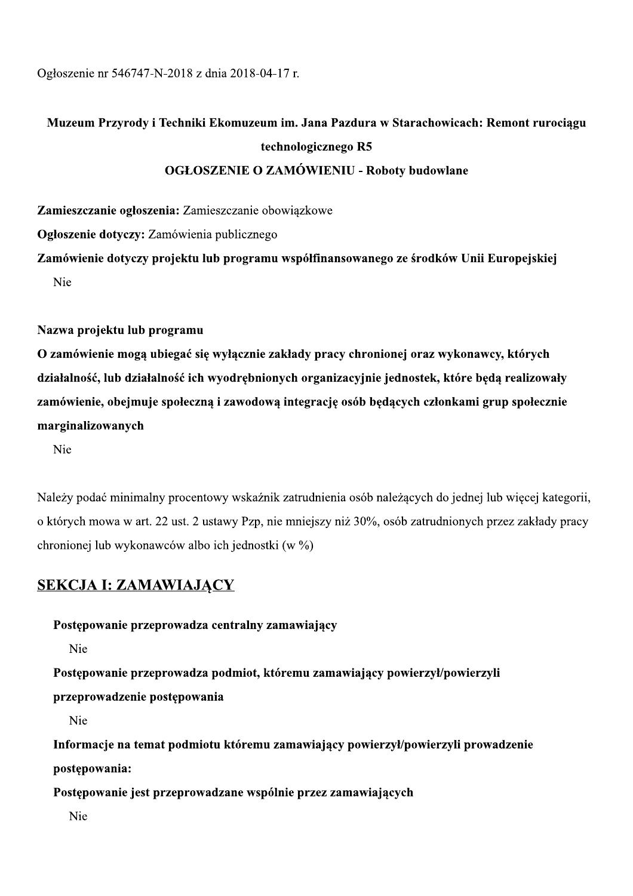Ogłoszenie nr 546747-N-2018 z dnia 2018-04-17 r.

**Muzeum Przyrody i Techniki Ekomuzeum im. Jana Pazdura w Starachowicach: Remont rurociągu technologicznego R5**

**OGŁOSZENIE O ZAMÓWIENIU - Roboty budowlane**

**Zamieszczanie ogłoszenia:** Zamieszczanie obowiązkowe

**Ogłoszenie dotyczy:** Zamówienia publicznego

**Zamówienie dotyczy projektu lub programu współfinansowanego ze środków Unii Europejskiej**

Nie

**Nazwa projektu lub programu**

**O zamówienie mogą ubiegać się wyłącznie zakłady pracy chronionej oraz wykonawcy, których działalność, lub działalność ich wyodrębnionych organizacyjnie jednostek, które będą realizowały zamówienie, obejmuje społeczną i zawodową integrację osób będących członkami grup społecznie marginalizowanych**

Nie

Należy podać minimalny procentowy wskaźnik zatrudnienia osób należących do jednej lub więcej kategorii, o których mowa w art. 22 ust. 2 ustawy Pzp, nie mniejszy niż 30%, osób zatrudnionych przez zakłady pracy chronionej lub wykonawców albo ich jednostki (w %)

## SEKCJA I: ZAMAWIAJĄCY

**Postępowanie przeprowadza centralny zamawiający**

Nie

**Postępowanie przeprowadza podmiot, któremu zamawiający powierzył/powierzyli przeprowadzenie postępowania**

Nie

**Informacje na temat podmiotu któremu zamawiający powierzył/powierzyli prowadzenie postępowania:**

**Postępowanie jest przeprowadzane wspólnie przez zamawiających**

Nie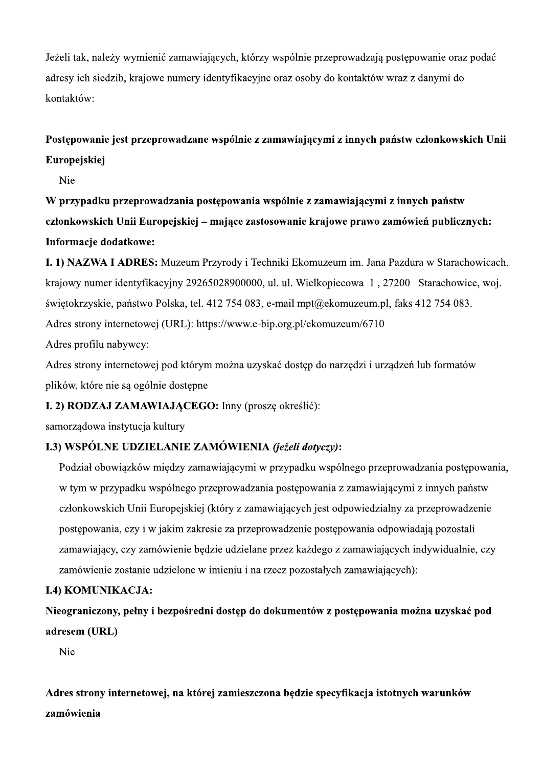Jeżeli tak, należy wymienić zamawiających, którzy wspólnie przeprowadzają postępowanie oraz podać adresy ich siedzib, krajowe numery identyfikacyjne oraz osoby do kontaktów wraz z danymi do kontaktów:

**Postępowanie jest przeprowadzane wspólnie z zamawiającymi z innych państw członkowskich Unii Europejskiej**

Nie

**W przypadku przeprowadzania postępowania wspólnie z zamawiającymi z innych państw członkowskich Unii Europejskiej – mające zastosowanie krajowe prawo zamówień publicznych:**

**Informacje dodatkowe:**

**I. 1) NAZWA I ADRES:** Muzeum Przyrody i Techniki Ekomuzeum im. Jana Pazdura w Starachowicach, krajowy numer identyfikacyjny 29265028900000, ul. ul. Wielkopiecowa 1 , 27200 Starachowice, woj. świętokrzyskie, państwo Polska, tel. 412 754 083, e-mail mpt@ekomuzeum.pl, faks 412 754 083.

Adres strony internetowej (URL): https://www.e-bip.org.pl/ekomuzeum/6710

Adres profilu nabywcy:

Adres strony internetowej pod którym można uzyskać dostęp do narzędzi i urządzeń lub formatów plików, które nie są ogólnie dostępne

**I. 2) RODZAJ ZAMAWIAJĄCEGO:** Inny (proszę określić):

samorządowa instytucja kultury

**I.3) WSPÓLNE UDZIELANIE ZAMÓWIENIA *(jeżeli dotyczy)*:**

Podział obowiązków między zamawiającymi w przypadku wspólnego przeprowadzania postępowania, w tym w przypadku wspólnego przeprowadzania postępowania z zamawiającymi z innych państw członkowskich Unii Europejskiej (który z zamawiających jest odpowiedzialny za przeprowadzenie postępowania, czy i w jakim zakresie za przeprowadzenie postępowania odpowiadają pozostali zamawiający, czy zamówienie będzie udzielane przez każdego z zamawiających indywidualnie, czy zamówienie zostanie udzielone w imieniu i na rzecz pozostałych zamawiających):

**I.4) KOMUNIKACJA:**

**Nieograniczony, pełny i bezpośredni dostęp do dokumentów z postępowania można uzyskać pod adresem (URL)**

Nie

**Adres strony internetowej, na której zamieszczona będzie specyfikacja istotnych warunków zamówienia**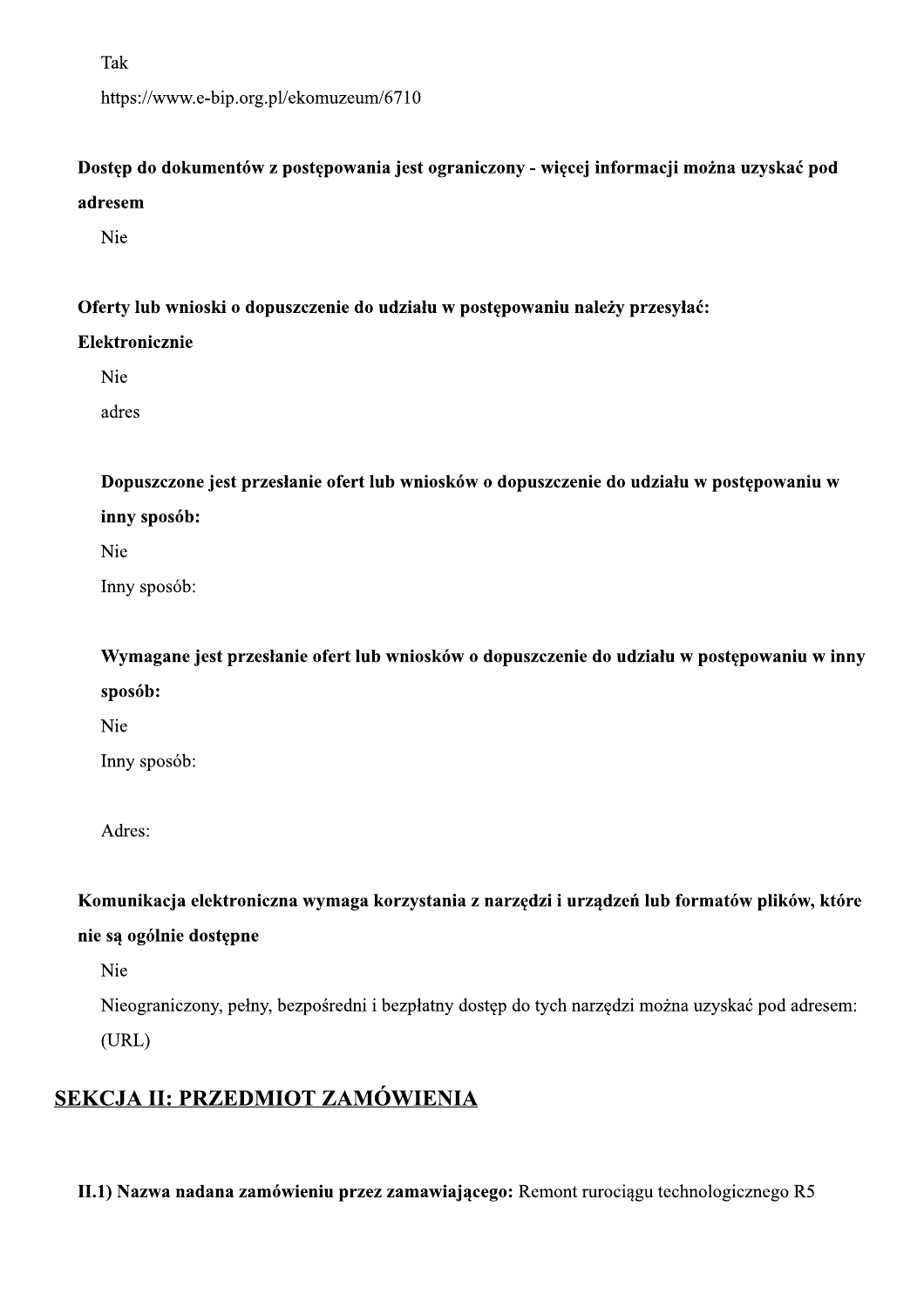Tak

https://www.e-bip.org.pl/ekomuzeum/6710

**Dostęp do dokumentów z postępowania jest ograniczony - więcej informacji można uzyskać pod adresem**

Nie

**Oferty lub wnioski o dopuszczenie do udziału w postępowaniu należy przesyłać:**

**Elektronicznie**

Nie

adres

**Dopuszczone jest przesłanie ofert lub wniosków o dopuszczenie do udziału w postępowaniu w inny sposób:**

Nie

Inny sposób:

**Wymagane jest przesłanie ofert lub wniosków o dopuszczenie do udziału w postępowaniu w inny sposób:**

Nie

Inny sposób:

Adres:

**Komunikacja elektroniczna wymaga korzystania z narzędzi i urządzeń lub formatów plików, które nie są ogólnie dostępne**

Nie

Nieograniczony, pełny, bezpośredni i bezpłatny dostęp do tych narzędzi można uzyskać pod adresem: (URL)

## SEKCJA II: PRZEDMIOT ZAMÓWIENIA

**II.1) Nazwa nadana zamówieniu przez zamawiającego:** Remont rurociągu technologicznego R5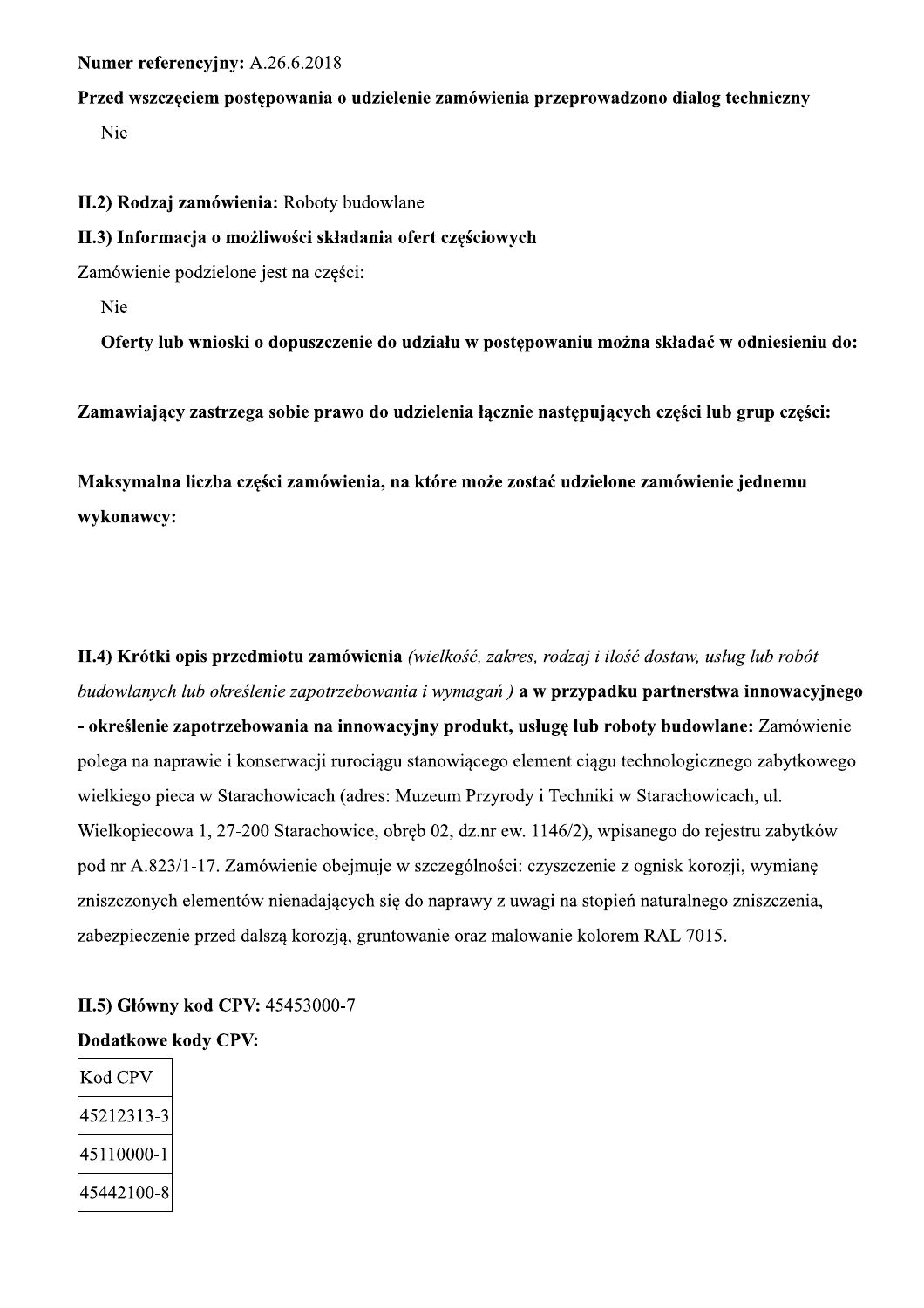**Numer referencyjny:** A.26.6.2018

**Przed wszczęciem postępowania o udzielenie zamówienia przeprowadzono dialog techniczny**

Nie

**II.2) Rodzaj zamówienia:** Roboty budowlane

**II.3) Informacja o możliwości składania ofert częściowych**

Zamówienie podzielone jest na części:

Nie

**Oferty lub wnioski o dopuszczenie do udziału w postępowaniu można składać w odniesieniu do:**

**Zamawiający zastrzega sobie prawo do udzielenia łącznie następujących części lub grup części:**

**Maksymalna liczba części zamówienia, na które może zostać udzielone zamówienie jednemu wykonawcy:**

**II.4) Krótki opis przedmiotu zamówienia** *(wielkość, zakres, rodzaj i ilość dostaw, usług lub robót budowlanych lub określenie zapotrzebowania i wymagań )* **a w przypadku partnerstwa innowacyjnego - określenie zapotrzebowania na innowacyjny produkt, usługę lub roboty budowlane:** Zamówienie polega na naprawie i konserwacji rurociągu stanowiącego element ciągu technologicznego zabytkowego wielkiego pieca w Starachowicach (adres: Muzeum Przyrody i Techniki w Starachowicach, ul. Wielkopiecowa 1, 27-200 Starachowice, obręb 02, dz.nr ew. 1146/2), wpisanego do rejestru zabytków pod nr A.823/1-17. Zamówienie obejmuje w szczególności: czyszczenie z ognisk korozji, wymianę zniszczonych elementów nienadających się do naprawy z uwagi na stopień naturalnego zniszczenia, zabezpieczenie przed dalszą korozją, gruntowanie oraz malowanie kolorem RAL 7015.

**II.5) Główny kod CPV:** 45453000-7

**Dodatkowe kody CPV:**

| Kod CPV |
| --- |
| 45212313-3 |
| 45110000-1 |
| 45442100-8 |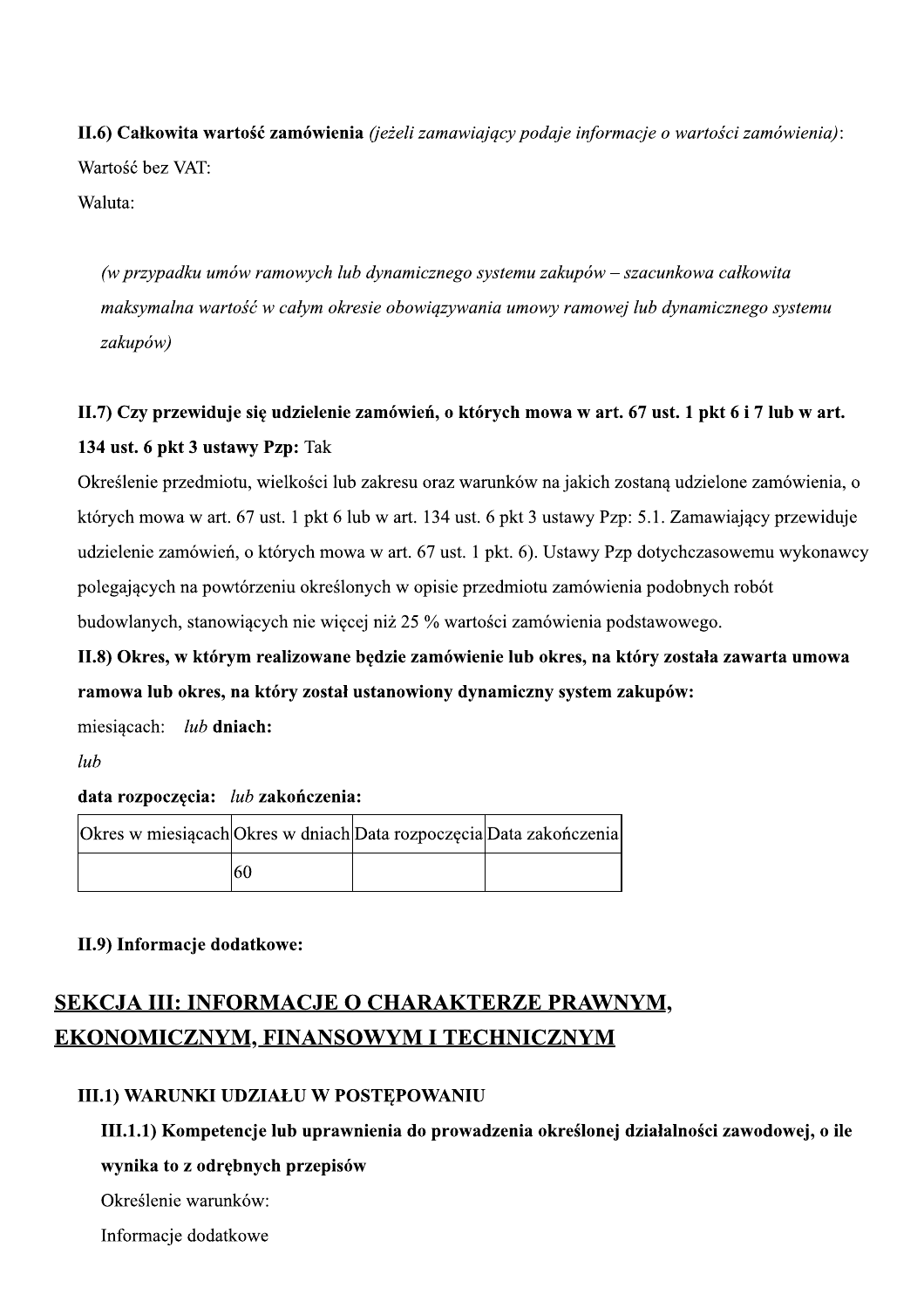**II.6) Całkowita wartość zamówienia** *(jeżeli zamawiający podaje informacje o wartości zamówienia)*:

Wartość bez VAT:

Waluta:

*(w przypadku umów ramowych lub dynamicznego systemu zakupów – szacunkowa całkowita maksymalna wartość w całym okresie obowiązywania umowy ramowej lub dynamicznego systemu zakupów)*

**II.7) Czy przewiduje się udzielenie zamówień, o których mowa w art. 67 ust. 1 pkt 6 i 7 lub w art. 134 ust. 6 pkt 3 ustawy Pzp:** Tak

Określenie przedmiotu, wielkości lub zakresu oraz warunków na jakich zostaną udzielone zamówienia, o których mowa w art. 67 ust. 1 pkt 6 lub w art. 134 ust. 6 pkt 3 ustawy Pzp: 5.1. Zamawiający przewiduje udzielenie zamówień, o których mowa w art. 67 ust. 1 pkt. 6). Ustawy Pzp dotychczasowemu wykonawcy polegających na powtórzeniu określonych w opisie przedmiotu zamówienia podobnych robót budowlanych, stanowiących nie więcej niż 25 % wartości zamówienia podstawowego.

**II.8) Okres, w którym realizowane będzie zamówienie lub okres, na który została zawarta umowa ramowa lub okres, na który został ustanowiony dynamiczny system zakupów:**

miesiącach: *lub* **dniach:**

*lub*

**data rozpoczęcia:** *lub* **zakończenia:**

| Okres w miesiącach | Okres w dniach | Data rozpoczęcia | Data zakończenia |
| --- | --- | --- | --- |
| | 60 | | |

**II.9) Informacje dodatkowe:**

## SEKCJA III: INFORMACJE O CHARAKTERZE PRAWNYM, EKONOMICZNYM, FINANSOWYM I TECHNICZNYM

### III.1) WARUNKI UDZIAŁU W POSTĘPOWANIU

**III.1.1) Kompetencje lub uprawnienia do prowadzenia określonej działalności zawodowej, o ile wynika to z odrębnych przepisów**

Określenie warunków:

Informacje dodatkowe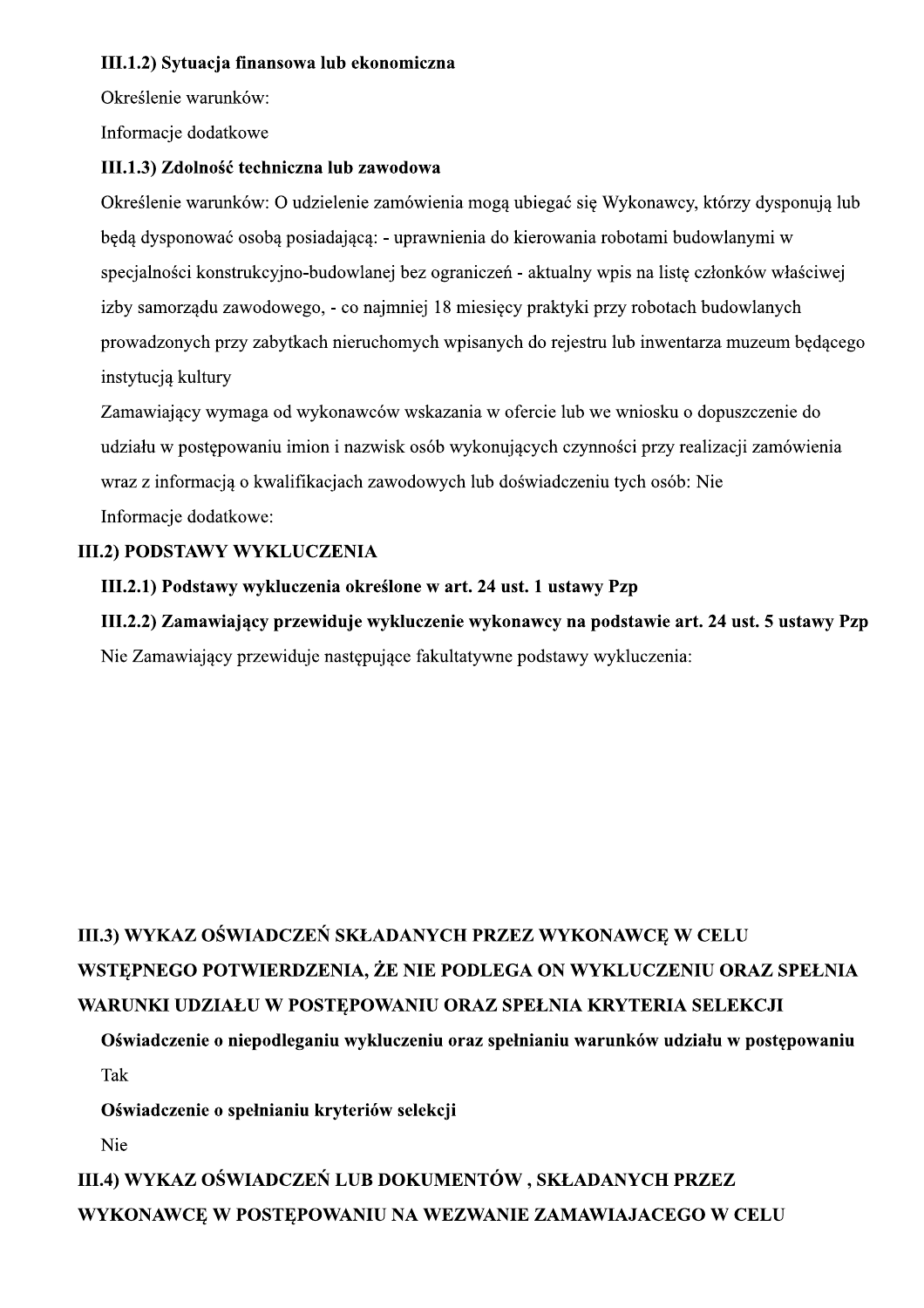**III.1.2) Sytuacja finansowa lub ekonomiczna**

Określenie warunków:

Informacje dodatkowe

**III.1.3) Zdolność techniczna lub zawodowa**

Określenie warunków: O udzielenie zamówienia mogą ubiegać się Wykonawcy, którzy dysponują lub będą dysponować osobą posiadającą: - uprawnienia do kierowania robotami budowlanymi w specjalności konstrukcyjno-budowlanej bez ograniczeń - aktualny wpis na listę członków właściwej izby samorządu zawodowego, - co najmniej 18 miesięcy praktyki przy robotach budowlanych prowadzonych przy zabytkach nieruchomych wpisanych do rejestru lub inwentarza muzeum będącego instytucją kultury

Zamawiający wymaga od wykonawców wskazania w ofercie lub we wniosku o dopuszczenie do udziału w postępowaniu imion i nazwisk osób wykonujących czynności przy realizacji zamówienia wraz z informacją o kwalifikacjach zawodowych lub doświadczeniu tych osób: Nie

Informacje dodatkowe:

**III.2) PODSTAWY WYKLUCZENIA**

**III.2.1) Podstawy wykluczenia określone w art. 24 ust. 1 ustawy Pzp**

**III.2.2) Zamawiający przewiduje wykluczenie wykonawcy na podstawie art. 24 ust. 5 ustawy Pzp**

Nie Zamawiający przewiduje następujące fakultatywne podstawy wykluczenia:

**III.3) WYKAZ OŚWIADCZEŃ SKŁADANYCH PRZEZ WYKONAWCĘ W CELU WSTĘPNEGO POTWIERDZENIA, ŻE NIE PODLEGA ON WYKLUCZENIU ORAZ SPEŁNIA WARUNKI UDZIAŁU W POSTĘPOWANIU ORAZ SPEŁNIA KRYTERIA SELEKCJI**

**Oświadczenie o niepodleganiu wykluczeniu oraz spełnianiu warunków udziału w postępowaniu**

Tak

**Oświadczenie o spełnianiu kryteriów selekcji**

Nie

**III.4) WYKAZ OŚWIADCZEŃ LUB DOKUMENTÓW , SKŁADANYCH PRZEZ WYKONAWCĘ W POSTĘPOWANIU NA WEZWANIE ZAMAWIAJACEGO W CELU**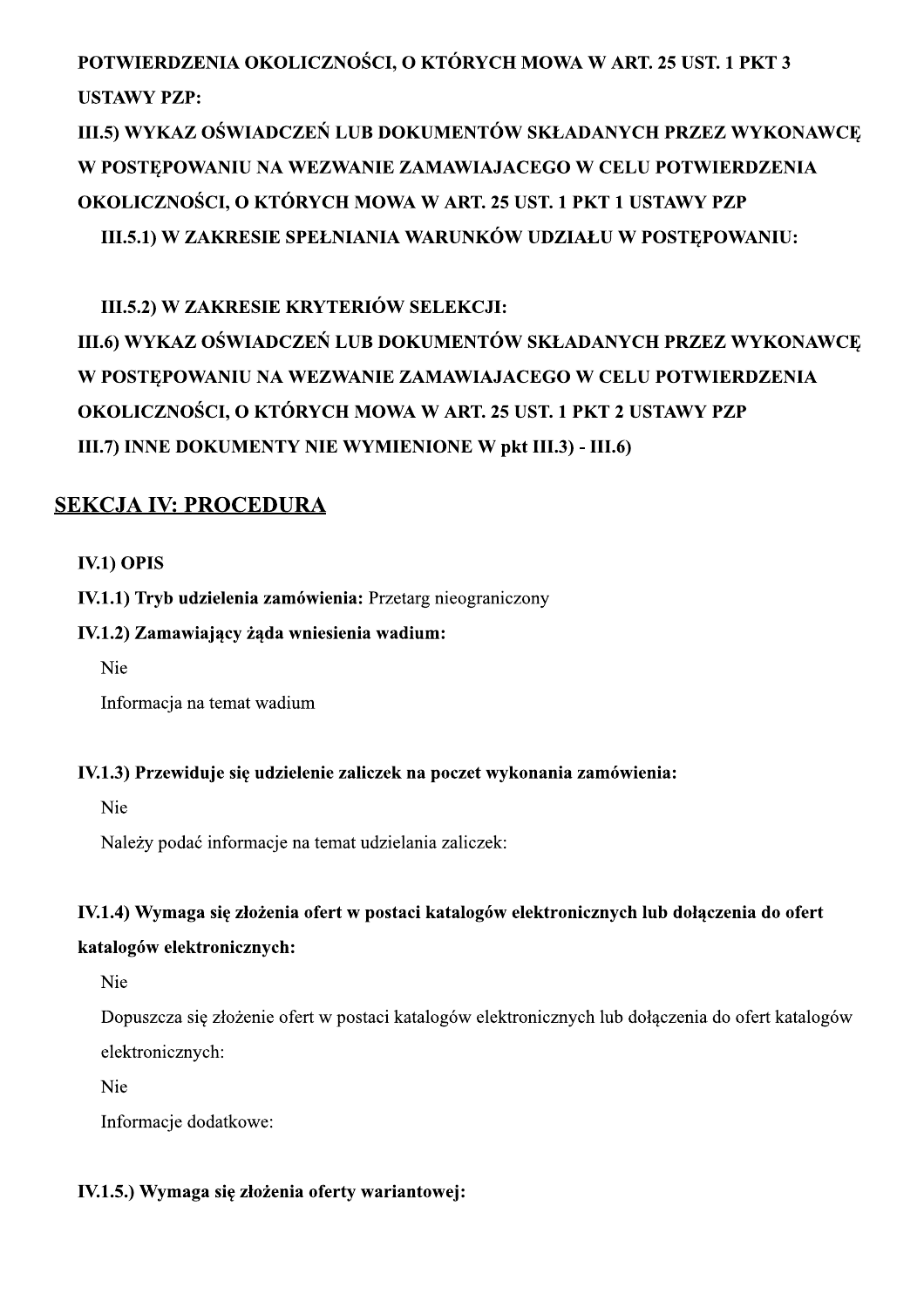**POTWIERDZENIA OKOLICZNOŚCI, O KTÓRYCH MOWA W ART. 25 UST. 1 PKT 3 USTAWY PZP:**

**III.5) WYKAZ OŚWIADCZEŃ LUB DOKUMENTÓW SKŁADANYCH PRZEZ WYKONAWCĘ W POSTĘPOWANIU NA WEZWANIE ZAMAWIAJACEGO W CELU POTWIERDZENIA OKOLICZNOŚCI, O KTÓRYCH MOWA W ART. 25 UST. 1 PKT 1 USTAWY PZP**

**III.5.1) W ZAKRESIE SPEŁNIANIA WARUNKÓW UDZIAŁU W POSTĘPOWANIU:**

**III.5.2) W ZAKRESIE KRYTERIÓW SELEKCJI:**

**III.6) WYKAZ OŚWIADCZEŃ LUB DOKUMENTÓW SKŁADANYCH PRZEZ WYKONAWCĘ W POSTĘPOWANIU NA WEZWANIE ZAMAWIAJACEGO W CELU POTWIERDZENIA OKOLICZNOŚCI, O KTÓRYCH MOWA W ART. 25 UST. 1 PKT 2 USTAWY PZP**

**III.7) INNE DOKUMENTY NIE WYMIENIONE W pkt III.3) - III.6)**

## SEKCJA IV: PROCEDURA

**IV.1) OPIS**

**IV.1.1) Tryb udzielenia zamówienia:** Przetarg nieograniczony

**IV.1.2) Zamawiający żąda wniesienia wadium:**

Nie

Informacja na temat wadium

**IV.1.3) Przewiduje się udzielenie zaliczek na poczet wykonania zamówienia:**

Nie

Należy podać informacje na temat udzielania zaliczek:

**IV.1.4) Wymaga się złożenia ofert w postaci katalogów elektronicznych lub dołączenia do ofert katalogów elektronicznych:**

Nie

Dopuszcza się złożenie ofert w postaci katalogów elektronicznych lub dołączenia do ofert katalogów elektronicznych:

Nie

Informacje dodatkowe:

**IV.1.5.) Wymaga się złożenia oferty wariantowej:**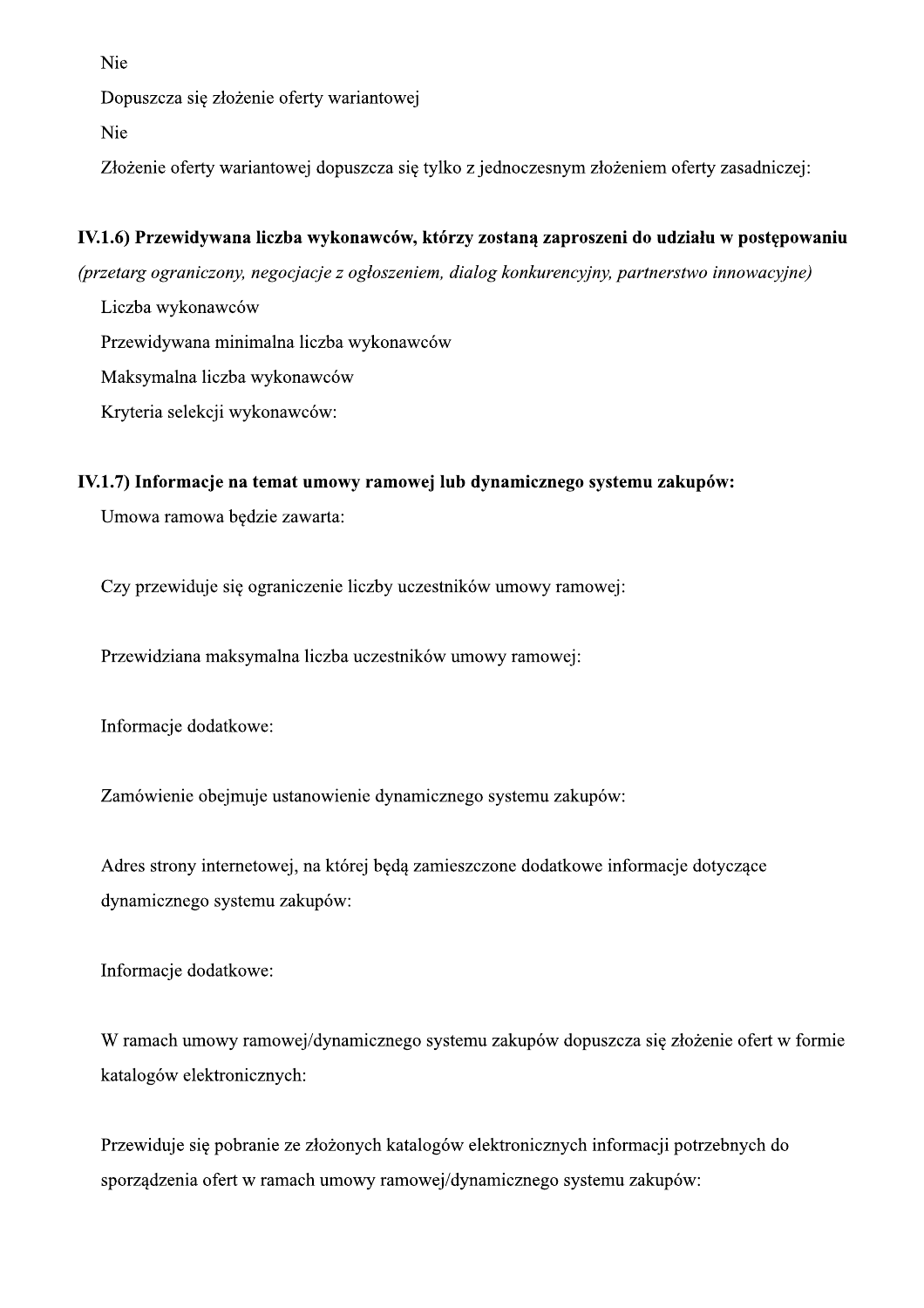Nie

Dopuszcza się złożenie oferty wariantowej

Nie

Złożenie oferty wariantowej dopuszcza się tylko z jednoczesnym złożeniem oferty zasadniczej:

**IV.1.6) Przewidywana liczba wykonawców, którzy zostaną zaproszeni do udziału w postępowaniu**

*(przetarg ograniczony, negocjacje z ogłoszeniem, dialog konkurencyjny, partnerstwo innowacyjne)*

Liczba wykonawców

Przewidywana minimalna liczba wykonawców

Maksymalna liczba wykonawców

Kryteria selekcji wykonawców:

**IV.1.7) Informacje na temat umowy ramowej lub dynamicznego systemu zakupów:**

Umowa ramowa będzie zawarta:

Czy przewiduje się ograniczenie liczby uczestników umowy ramowej:

Przewidziana maksymalna liczba uczestników umowy ramowej:

Informacje dodatkowe:

Zamówienie obejmuje ustanowienie dynamicznego systemu zakupów:

Adres strony internetowej, na której będą zamieszczone dodatkowe informacje dotyczące dynamicznego systemu zakupów:

Informacje dodatkowe:

W ramach umowy ramowej/dynamicznego systemu zakupów dopuszcza się złożenie ofert w formie katalogów elektronicznych:

Przewiduje się pobranie ze złożonych katalogów elektronicznych informacji potrzebnych do sporządzenia ofert w ramach umowy ramowej/dynamicznego systemu zakupów: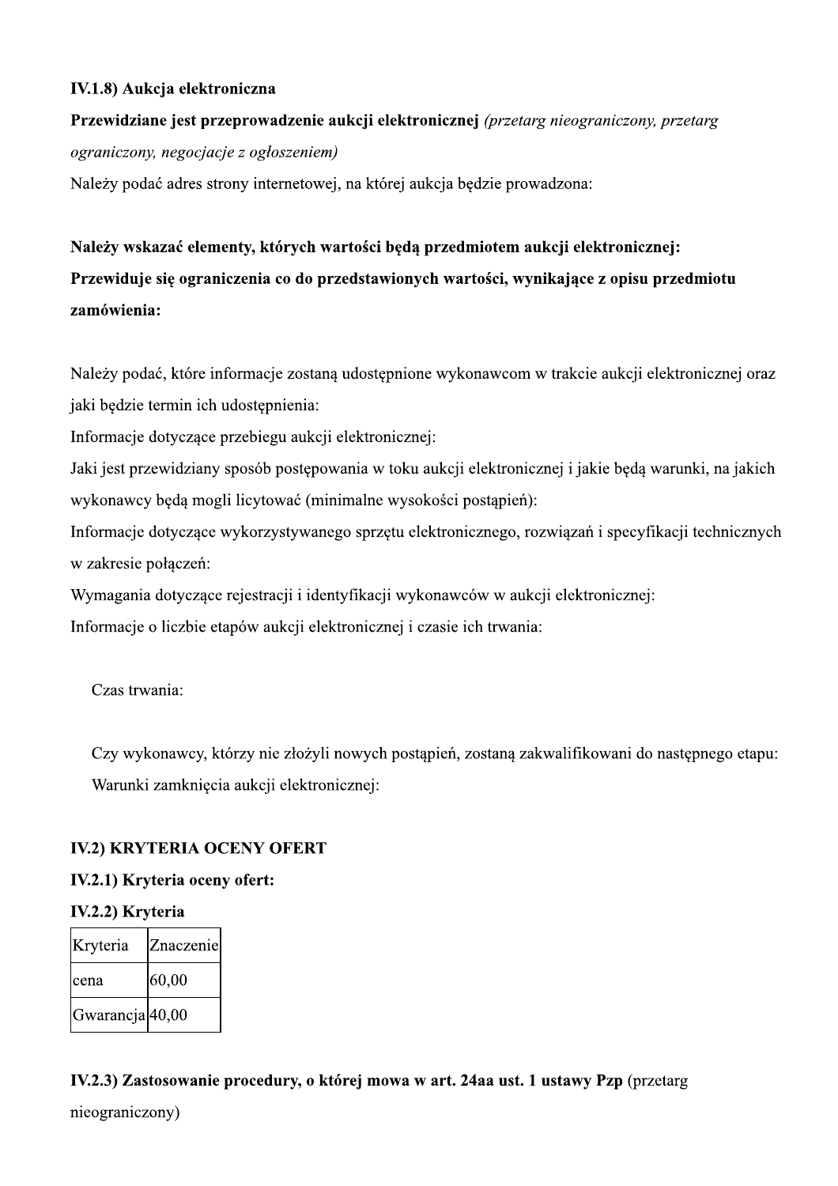**IV.1.8) Aukcja elektroniczna**

**Przewidziane jest przeprowadzenie aukcji elektronicznej** *(przetarg nieograniczony, przetarg ograniczony, negocjacje z ogłoszeniem)*

Należy podać adres strony internetowej, na której aukcja będzie prowadzona:

**Należy wskazać elementy, których wartości będą przedmiotem aukcji elektronicznej:**

**Przewiduje się ograniczenia co do przedstawionych wartości, wynikające z opisu przedmiotu zamówienia:**

Należy podać, które informacje zostaną udostępnione wykonawcom w trakcie aukcji elektronicznej oraz jaki będzie termin ich udostępnienia:

Informacje dotyczące przebiegu aukcji elektronicznej:

Jaki jest przewidziany sposób postępowania w toku aukcji elektronicznej i jakie będą warunki, na jakich wykonawcy będą mogli licytować (minimalne wysokości postąpień):

Informacje dotyczące wykorzystywanego sprzętu elektronicznego, rozwiązań i specyfikacji technicznych w zakresie połączeń:

Wymagania dotyczące rejestracji i identyfikacji wykonawców w aukcji elektronicznej:

Informacje o liczbie etapów aukcji elektronicznej i czasie ich trwania:

Czas trwania:

Czy wykonawcy, którzy nie złożyli nowych postąpień, zostaną zakwalifikowani do następnego etapu:

Warunki zamknięcia aukcji elektronicznej:

**IV.2) KRYTERIA OCENY OFERT**

**IV.2.1) Kryteria oceny ofert:**

**IV.2.2) Kryteria**

| Kryteria | Znaczenie |
|---|---|
| cena | 60,00 |
| Gwarancja | 40,00 |

**IV.2.3) Zastosowanie procedury, o której mowa w art. 24aa ust. 1 ustawy Pzp** (przetarg nieograniczony)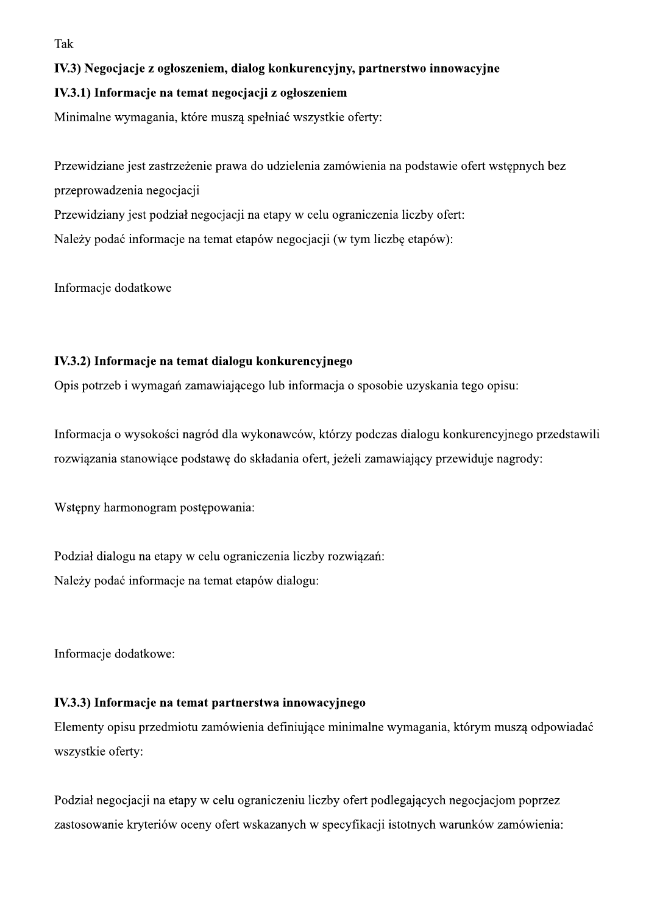Tak

**IV.3) Negocjacje z ogłoszeniem, dialog konkurencyjny, partnerstwo innowacyjne**

**IV.3.1) Informacje na temat negocjacji z ogłoszeniem**

Minimalne wymagania, które muszą spełniać wszystkie oferty:

Przewidziane jest zastrzeżenie prawa do udzielenia zamówienia na podstawie ofert wstępnych bez przeprowadzenia negocjacji

Przewidziany jest podział negocjacji na etapy w celu ograniczenia liczby ofert:

Należy podać informacje na temat etapów negocjacji (w tym liczbę etapów):

Informacje dodatkowe

**IV.3.2) Informacje na temat dialogu konkurencyjnego**

Opis potrzeb i wymagań zamawiającego lub informacja o sposobie uzyskania tego opisu:

Informacja o wysokości nagród dla wykonawców, którzy podczas dialogu konkurencyjnego przedstawili rozwiązania stanowiące podstawę do składania ofert, jeżeli zamawiający przewiduje nagrody:

Wstępny harmonogram postępowania:

Podział dialogu na etapy w celu ograniczenia liczby rozwiązań:

Należy podać informacje na temat etapów dialogu:

Informacje dodatkowe:

**IV.3.3) Informacje na temat partnerstwa innowacyjnego**

Elementy opisu przedmiotu zamówienia definiujące minimalne wymagania, którym muszą odpowiadać wszystkie oferty:

Podział negocjacji na etapy w celu ograniczeniu liczby ofert podlegających negocjacjom poprzez zastosowanie kryteriów oceny ofert wskazanych w specyfikacji istotnych warunków zamówienia: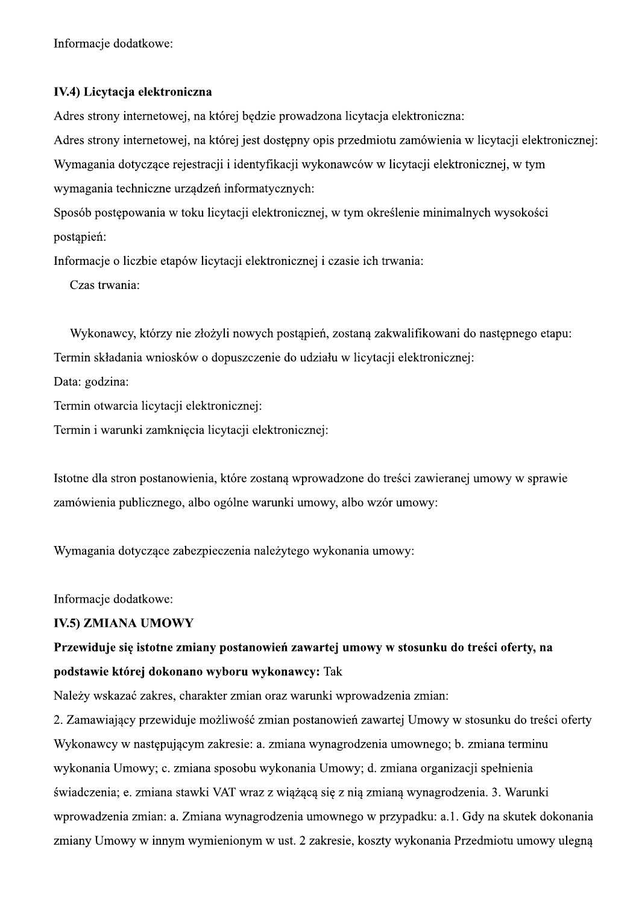Informacje dodatkowe:

**IV.4) Licytacja elektroniczna**

Adres strony internetowej, na której będzie prowadzona licytacja elektroniczna:

Adres strony internetowej, na której jest dostępny opis przedmiotu zamówienia w licytacji elektronicznej:

Wymagania dotyczące rejestracji i identyfikacji wykonawców w licytacji elektronicznej, w tym wymagania techniczne urządzeń informatycznych:

Sposób postępowania w toku licytacji elektronicznej, w tym określenie minimalnych wysokości postąpień:

Informacje o liczbie etapów licytacji elektronicznej i czasie ich trwania:

Czas trwania:

Wykonawcy, którzy nie złożyli nowych postąpień, zostaną zakwalifikowani do następnego etapu:

Termin składania wniosków o dopuszczenie do udziału w licytacji elektronicznej:

Data: godzina:

Termin otwarcia licytacji elektronicznej:

Termin i warunki zamknięcia licytacji elektronicznej:

Istotne dla stron postanowienia, które zostaną wprowadzone do treści zawieranej umowy w sprawie zamówienia publicznego, albo ogólne warunki umowy, albo wzór umowy:

Wymagania dotyczące zabezpieczenia należytego wykonania umowy:

Informacje dodatkowe:

**IV.5) ZMIANA UMOWY**

**Przewiduje się istotne zmiany postanowień zawartej umowy w stosunku do treści oferty, na podstawie której dokonano wyboru wykonawcy:** Tak

Należy wskazać zakres, charakter zmian oraz warunki wprowadzenia zmian:

2. Zamawiający przewiduje możliwość zmian postanowień zawartej Umowy w stosunku do treści oferty Wykonawcy w następującym zakresie: a. zmiana wynagrodzenia umownego; b. zmiana terminu wykonania Umowy; c. zmiana sposobu wykonania Umowy; d. zmiana organizacji spełnienia świadczenia; e. zmiana stawki VAT wraz z wiążącą się z nią zmianą wynagrodzenia. 3. Warunki wprowadzenia zmian: a. Zmiana wynagrodzenia umownego w przypadku: a.1. Gdy na skutek dokonania zmiany Umowy w innym wymienionym w ust. 2 zakresie, koszty wykonania Przedmiotu umowy ulegną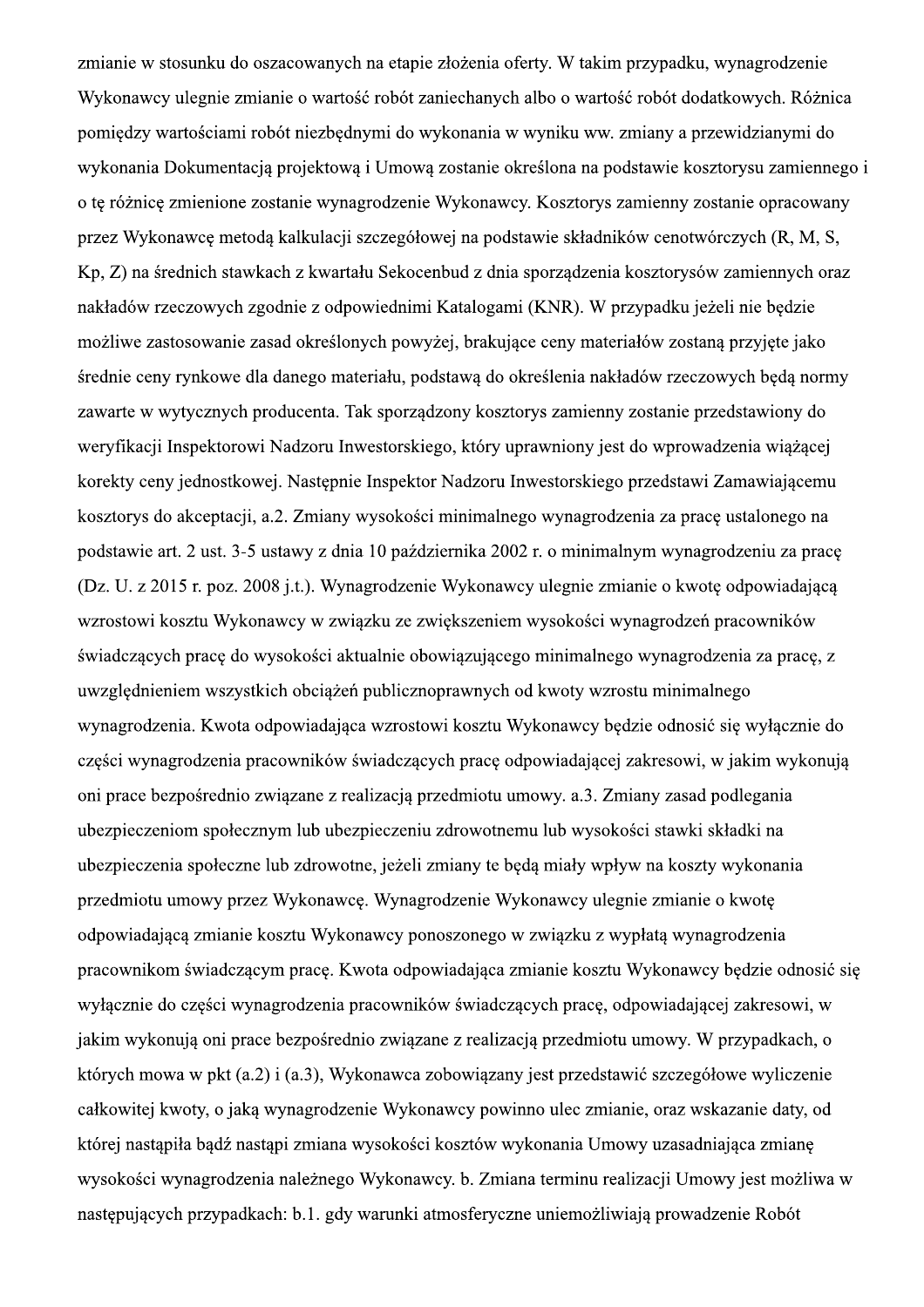zmianie w stosunku do oszacowanych na etapie złożenia oferty. W takim przypadku, wynagrodzenie Wykonawcy ulegnie zmianie o wartość robót zaniechanych albo o wartość robót dodatkowych. Różnica pomiędzy wartościami robót niezbędnymi do wykonania w wyniku ww. zmiany a przewidzianymi do wykonania Dokumentacją projektową i Umową zostanie określona na podstawie kosztorysu zamiennego i o tę różnicę zmienione zostanie wynagrodzenie Wykonawcy. Kosztorys zamienny zostanie opracowany przez Wykonawcę metodą kalkulacji szczegółowej na podstawie składników cenotwórczych (R, M, S, Kp, Z) na średnich stawkach z kwartału Sekocenbud z dnia sporządzenia kosztorysów zamiennych oraz nakładów rzeczowych zgodnie z odpowiednimi Katalogami (KNR). W przypadku jeżeli nie będzie możliwe zastosowanie zasad określonych powyżej, brakujące ceny materiałów zostaną przyjęte jako średnie ceny rynkowe dla danego materiału, podstawą do określenia nakładów rzeczowych będą normy zawarte w wytycznych producenta. Tak sporządzony kosztorys zamienny zostanie przedstawiony do weryfikacji Inspektorowi Nadzoru Inwestorskiego, który uprawniony jest do wprowadzenia wiążącej korekty ceny jednostkowej. Następnie Inspektor Nadzoru Inwestorskiego przedstawi Zamawiającemu kosztorys do akceptacji, a.2. Zmiany wysokości minimalnego wynagrodzenia za pracę ustalonego na podstawie art. 2 ust. 3-5 ustawy z dnia 10 października 2002 r. o minimalnym wynagrodzeniu za pracę (Dz. U. z 2015 r. poz. 2008 j.t.). Wynagrodzenie Wykonawcy ulegnie zmianie o kwotę odpowiadającą wzrostowi kosztu Wykonawcy w związku ze zwiększeniem wysokości wynagrodzeń pracowników świadczących pracę do wysokości aktualnie obowiązującego minimalnego wynagrodzenia za pracę, z uwzględnieniem wszystkich obciążeń publicznoprawnych od kwoty wzrostu minimalnego wynagrodzenia. Kwota odpowiadająca wzrostowi kosztu Wykonawcy będzie odnosić się wyłącznie do części wynagrodzenia pracowników świadczących pracę odpowiadającej zakresowi, w jakim wykonują oni prace bezpośrednio związane z realizacją przedmiotu umowy. a.3. Zmiany zasad podlegania ubezpieczeniom społecznym lub ubezpieczeniu zdrowotnemu lub wysokości stawki składki na ubezpieczenia społeczne lub zdrowotne, jeżeli zmiany te będą miały wpływ na koszty wykonania przedmiotu umowy przez Wykonawcę. Wynagrodzenie Wykonawcy ulegnie zmianie o kwotę odpowiadającą zmianie kosztu Wykonawcy ponoszonego w związku z wypłatą wynagrodzenia pracownikom świadczącym pracę. Kwota odpowiadająca zmianie kosztu Wykonawcy będzie odnosić się wyłącznie do części wynagrodzenia pracowników świadczących pracę, odpowiadającej zakresowi, w jakim wykonują oni prace bezpośrednio związane z realizacją przedmiotu umowy. W przypadkach, o których mowa w pkt (a.2) i (a.3), Wykonawca zobowiązany jest przedstawić szczegółowe wyliczenie całkowitej kwoty, o jaką wynagrodzenie Wykonawcy powinno ulec zmianie, oraz wskazanie daty, od której nastąpiła bądź nastąpi zmiana wysokości kosztów wykonania Umowy uzasadniająca zmianę wysokości wynagrodzenia należnego Wykonawcy. b. Zmiana terminu realizacji Umowy jest możliwa w następujących przypadkach: b.1. gdy warunki atmosferyczne uniemożliwiają prowadzenie Robót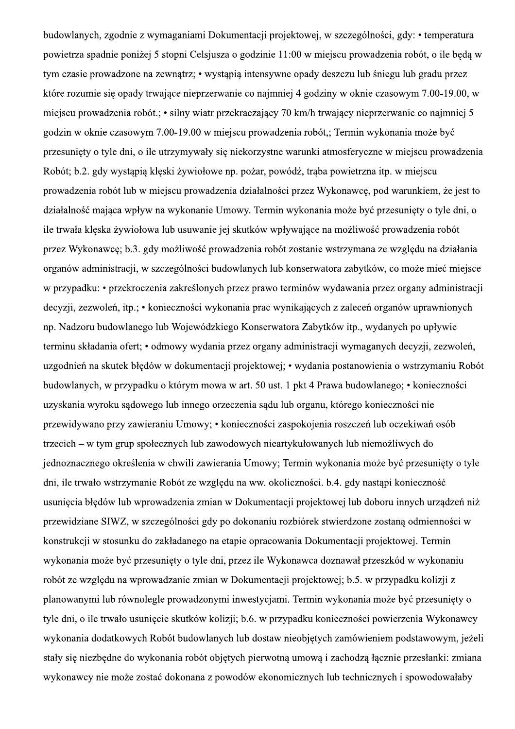budowlanych, zgodnie z wymaganiami Dokumentacji projektowej, w szczególności, gdy: • temperatura powietrza spadnie poniżej 5 stopni Celsjusza o godzinie 11:00 w miejscu prowadzenia robót, o ile będą w tym czasie prowadzone na zewnątrz; • wystąpią intensywne opady deszczu lub śniegu lub gradu przez które rozumie się opady trwające nieprzerwanie co najmniej 4 godziny w oknie czasowym 7.00-19.00, w miejscu prowadzenia robót.; • silny wiatr przekraczający 70 km/h trwający nieprzerwanie co najmniej 5 godzin w oknie czasowym 7.00-19.00 w miejscu prowadzenia robót,; Termin wykonania może być przesunięty o tyle dni, o ile utrzymywały się niekorzystne warunki atmosferyczne w miejscu prowadzenia Robót; b.2. gdy wystąpią klęski żywiołowe np. pożar, powódź, trąba powietrzna itp. w miejscu prowadzenia robót lub w miejscu prowadzenia działalności przez Wykonawcę, pod warunkiem, że jest to działalność mająca wpływ na wykonanie Umowy. Termin wykonania może być przesunięty o tyle dni, o ile trwała klęska żywiołowa lub usuwanie jej skutków wpływające na możliwość prowadzenia robót przez Wykonawcę; b.3. gdy możliwość prowadzenia robót zostanie wstrzymana ze względu na działania organów administracji, w szczególności budowlanych lub konserwatora zabytków, co może mieć miejsce w przypadku: • przekroczenia zakreślonych przez prawo terminów wydawania przez organy administracji decyzji, zezwoleń, itp.; • konieczności wykonania prac wynikających z zaleceń organów uprawnionych np. Nadzoru budowlanego lub Wojewódzkiego Konserwatora Zabytków itp., wydanych po upływie terminu składania ofert; • odmowy wydania przez organy administracji wymaganych decyzji, zezwoleń, uzgodnień na skutek błędów w dokumentacji projektowej; • wydania postanowienia o wstrzymaniu Robót budowlanych, w przypadku o którym mowa w art. 50 ust. 1 pkt 4 Prawa budowlanego; • konieczności uzyskania wyroku sądowego lub innego orzeczenia sądu lub organu, którego konieczności nie przewidywano przy zawieraniu Umowy; • konieczności zaspokojenia roszczeń lub oczekiwań osób trzecich – w tym grup społecznych lub zawodowych nieartykułowanych lub niemożliwych do jednoznacznego określenia w chwili zawierania Umowy; Termin wykonania może być przesunięty o tyle dni, ile trwało wstrzymanie Robót ze względu na ww. okoliczności. b.4. gdy nastąpi konieczność usunięcia błędów lub wprowadzenia zmian w Dokumentacji projektowej lub doboru innych urządzeń niż przewidziane SIWZ, w szczególności gdy po dokonaniu rozbiórek stwierdzone zostaną odmienności w konstrukcji w stosunku do zakładanego na etapie opracowania Dokumentacji projektowej. Termin wykonania może być przesunięty o tyle dni, przez ile Wykonawca doznawał przeszkód w wykonaniu robót ze względu na wprowadzanie zmian w Dokumentacji projektowej; b.5. w przypadku kolizji z planowanymi lub równolegle prowadzonymi inwestycjami. Termin wykonania może być przesunięty o tyle dni, o ile trwało usunięcie skutków kolizji; b.6. w przypadku konieczności powierzenia Wykonawcy wykonania dodatkowych Robót budowlanych lub dostaw nieobjętych zamówieniem podstawowym, jeżeli stały się niezbędne do wykonania robót objętych pierwotną umową i zachodzą łącznie przesłanki: zmiana wykonawcy nie może zostać dokonana z powodów ekonomicznych lub technicznych i spowodowałaby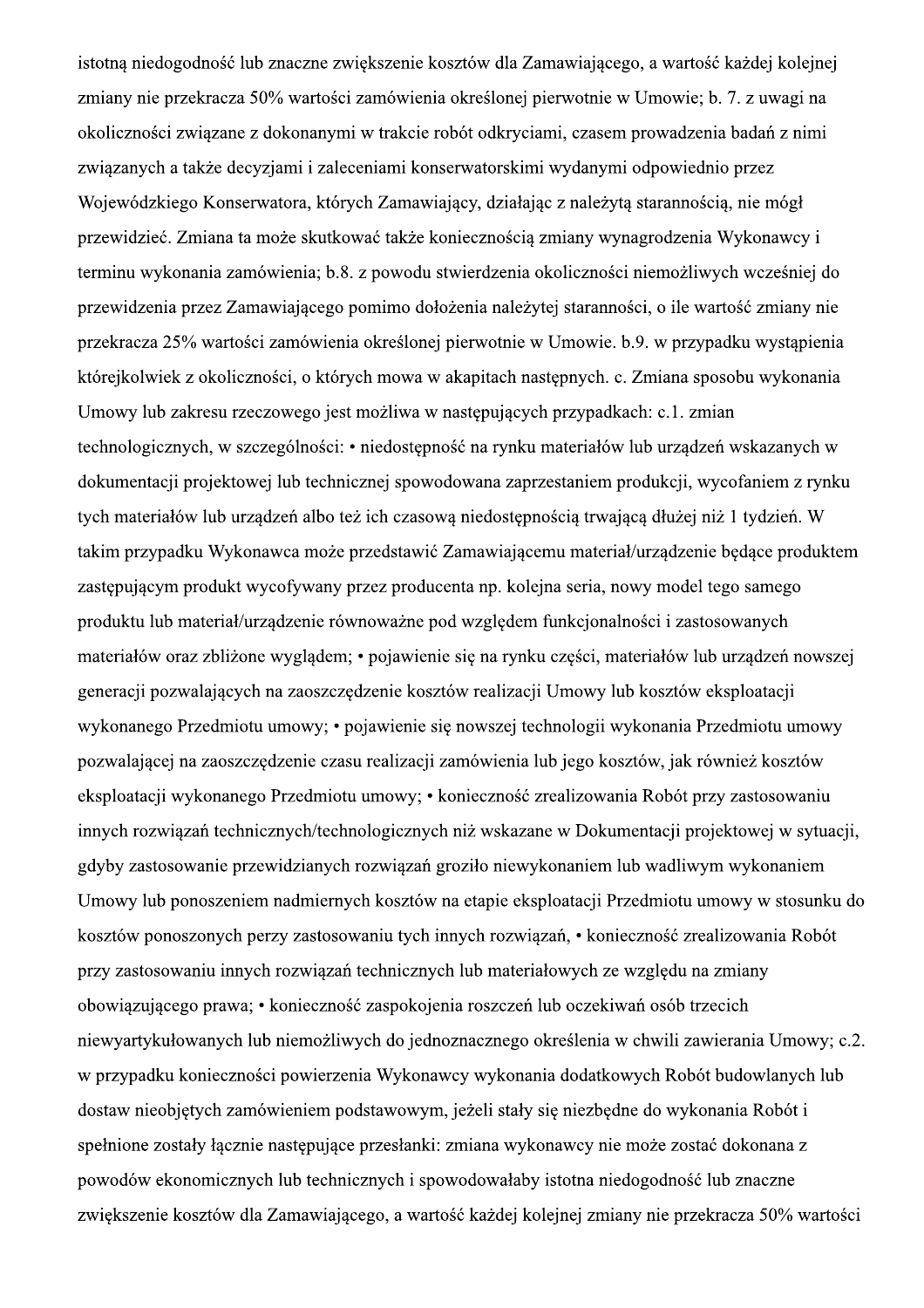istotną niedogodność lub znaczne zwiększenie kosztów dla Zamawiającego, a wartość każdej kolejnej zmiany nie przekracza 50% wartości zamówienia określonej pierwotnie w Umowie; b. 7. z uwagi na okoliczności związane z dokonanymi w trakcie robót odkryciami, czasem prowadzenia badań z nimi związanych a także decyzjami i zaleceniami konserwatorskimi wydanymi odpowiednio przez Wojewódzkiego Konserwatora, których Zamawiający, działając z należytą starannością, nie mógł przewidzieć. Zmiana ta może skutkować także koniecznością zmiany wynagrodzenia Wykonawcy i terminu wykonania zamówienia; b.8. z powodu stwierdzenia okoliczności niemożliwych wcześniej do przewidzenia przez Zamawiającego pomimo dołożenia należytej staranności, o ile wartość zmiany nie przekracza 25% wartości zamówienia określonej pierwotnie w Umowie. b.9. w przypadku wystąpienia którejkolwiek z okoliczności, o których mowa w akapitach następnych. c. Zmiana sposobu wykonania Umowy lub zakresu rzeczowego jest możliwa w następujących przypadkach: c.1. zmian technologicznych, w szczególności: • niedostępność na rynku materiałów lub urządzeń wskazanych w dokumentacji projektowej lub technicznej spowodowana zaprzestaniem produkcji, wycofaniem z rynku tych materiałów lub urządzeń albo też ich czasową niedostępnością trwającą dłużej niż 1 tydzień. W takim przypadku Wykonawca może przedstawić Zamawiającemu materiał/urządzenie będące produktem zastępującym produkt wycofywany przez producenta np. kolejna seria, nowy model tego samego produktu lub materiał/urządzenie równoważne pod względem funkcjonalności i zastosowanych materiałów oraz zbliżone wyglądem; • pojawienie się na rynku części, materiałów lub urządzeń nowszej generacji pozwalających na zaoszczędzenie kosztów realizacji Umowy lub kosztów eksploatacji wykonanego Przedmiotu umowy; • pojawienie się nowszej technologii wykonania Przedmiotu umowy pozwalającej na zaoszczędzenie czasu realizacji zamówienia lub jego kosztów, jak również kosztów eksploatacji wykonanego Przedmiotu umowy; • konieczność zrealizowania Robót przy zastosowaniu innych rozwiązań technicznych/technologicznych niż wskazane w Dokumentacji projektowej w sytuacji, gdyby zastosowanie przewidzianych rozwiązań groziło niewykonaniem lub wadliwym wykonaniem Umowy lub ponoszeniem nadmiernych kosztów na etapie eksploatacji Przedmiotu umowy w stosunku do kosztów ponoszonych perzy zastosowaniu tych innych rozwiązań, • konieczność zrealizowania Robót przy zastosowaniu innych rozwiązań technicznych lub materiałowych ze względu na zmiany obowiązującego prawa; • konieczność zaspokojenia roszczeń lub oczekiwań osób trzecich niewyartykułowanych lub niemożliwych do jednoznacznego określenia w chwili zawierania Umowy; c.2. w przypadku konieczności powierzenia Wykonawcy wykonania dodatkowych Robót budowlanych lub dostaw nieobjętych zamówieniem podstawowym, jeżeli stały się niezbędne do wykonania Robót i spełnione zostały łącznie następujące przesłanki: zmiana wykonawcy nie może zostać dokonana z powodów ekonomicznych lub technicznych i spowodowałaby istotna niedogodność lub znaczne zwiększenie kosztów dla Zamawiającego, a wartość każdej kolejnej zmiany nie przekracza 50% wartości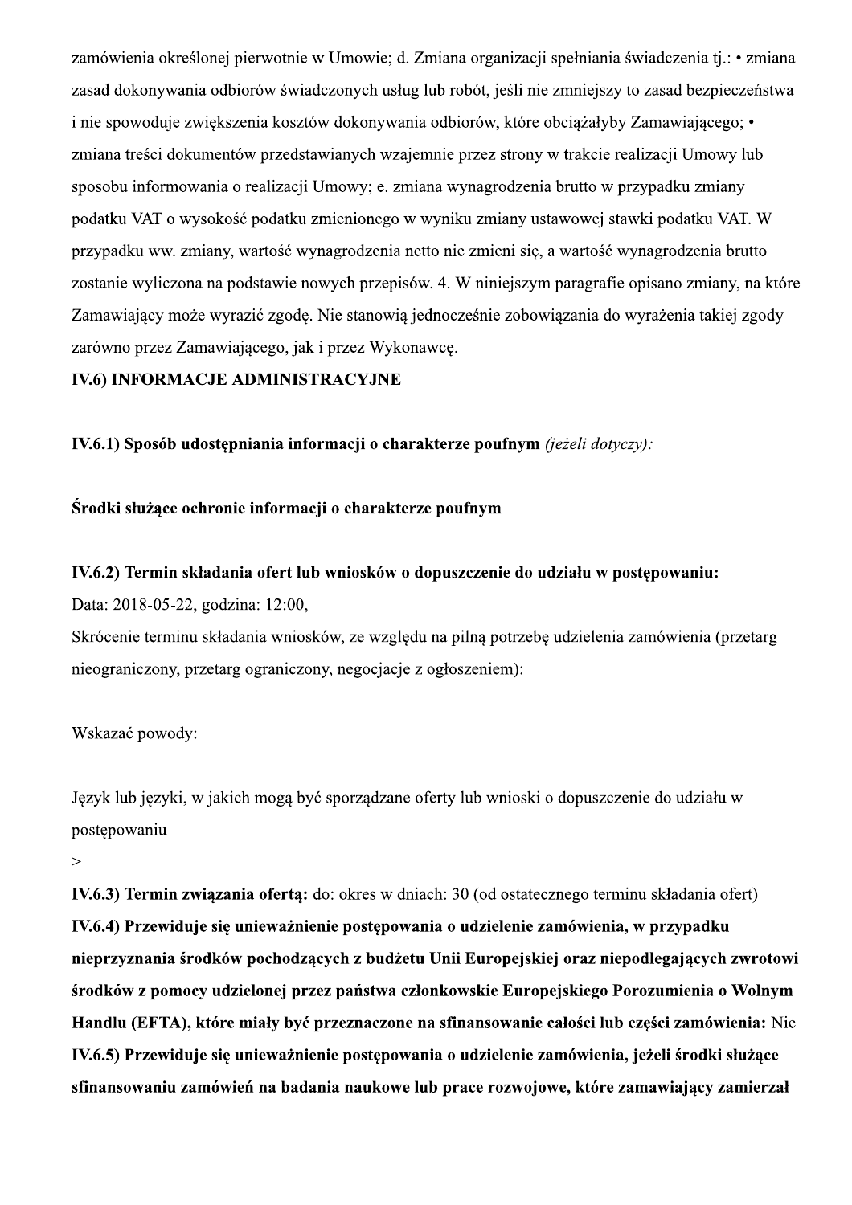zamówienia określonej pierwotnie w Umowie; d. Zmiana organizacji spełniania świadczenia tj.: • zmiana zasad dokonywania odbiorów świadczonych usług lub robót, jeśli nie zmniejszy to zasad bezpieczeństwa i nie spowoduje zwiększenia kosztów dokonywania odbiorów, które obciążałyby Zamawiającego; • zmiana treści dokumentów przedstawianych wzajemnie przez strony w trakcie realizacji Umowy lub sposobu informowania o realizacji Umowy; e. zmiana wynagrodzenia brutto w przypadku zmiany podatku VAT o wysokość podatku zmienionego w wyniku zmiany ustawowej stawki podatku VAT. W przypadku ww. zmiany, wartość wynagrodzenia netto nie zmieni się, a wartość wynagrodzenia brutto zostanie wyliczona na podstawie nowych przepisów. 4. W niniejszym paragrafie opisano zmiany, na które Zamawiający może wyrazić zgodę. Nie stanowią jednocześnie zobowiązania do wyrażenia takiej zgody zarówno przez Zamawiającego, jak i przez Wykonawcę.

**IV.6) INFORMACJE ADMINISTRACYJNE**

**IV.6.1) Sposób udostępniania informacji o charakterze poufnym** *(jeżeli dotyczy):*

**Środki służące ochronie informacji o charakterze poufnym**

**IV.6.2) Termin składania ofert lub wniosków o dopuszczenie do udziału w postępowaniu:**
Data: 2018-05-22, godzina: 12:00,
Skrócenie terminu składania wniosków, ze względu na pilną potrzebę udzielenia zamówienia (przetarg nieograniczony, przetarg ograniczony, negocjacje z ogłoszeniem):

Wskazać powody:

Język lub języki, w jakich mogą być sporządzane oferty lub wnioski o dopuszczenie do udziału w postępowaniu
>

**IV.6.3) Termin związania ofertą:** do: okres w dniach: 30 (od ostatecznego terminu składania ofert)
**IV.6.4) Przewiduje się unieważnienie postępowania o udzielenie zamówienia, w przypadku nieprzyznania środków pochodzących z budżetu Unii Europejskiej oraz niepodlegających zwrotowi środków z pomocy udzielonej przez państwa członkowskie Europejskiego Porozumienia o Wolnym Handlu (EFTA), które miały być przeznaczone na sfinansowanie całości lub części zamówienia:** Nie
**IV.6.5) Przewiduje się unieważnienie postępowania o udzielenie zamówienia, jeżeli środki służące sfinansowaniu zamówień na badania naukowe lub prace rozwojowe, które zamawiający zamierzał**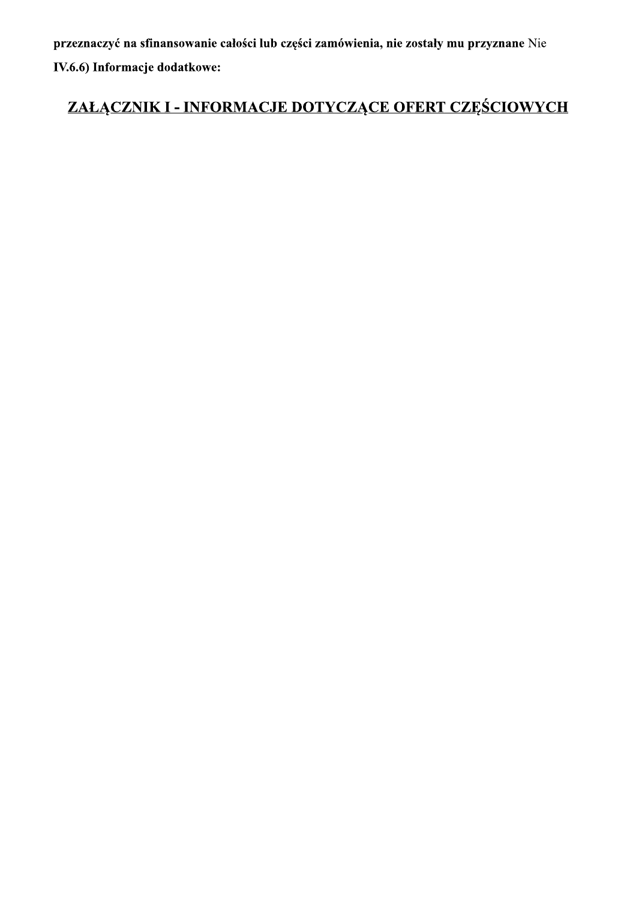**przeznaczyć na sfinansowanie całości lub części zamówienia, nie zostały mu przyznane** Nie

**IV.6.6) Informacje dodatkowe:**

## ZAŁĄCZNIK I - INFORMACJE DOTYCZĄCE OFERT CZĘŚCIOWYCH